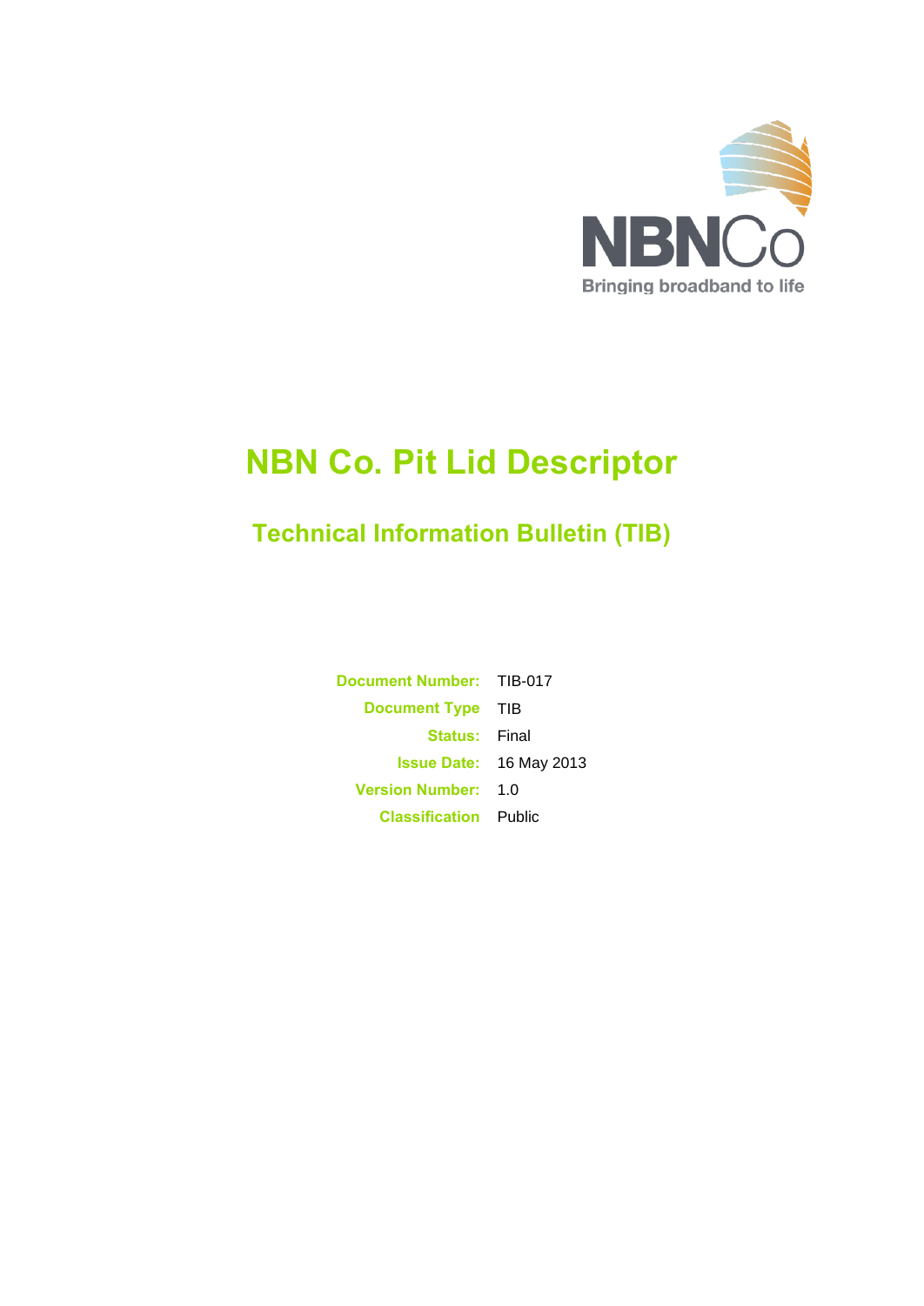NBNCo

Bringing broadband to life

# NBN Co. Pit Lid Descriptor

## Technical Information Bulletin (TIB)

| | |
|---|---|
| **Document Number:** | TIB-017 |
| **Document Type** | TIB |
| **Status:** | Final |
| **Issue Date:** | 16 May 2013 |
| **Version Number:** | 1.0 |
| **Classification** | Public |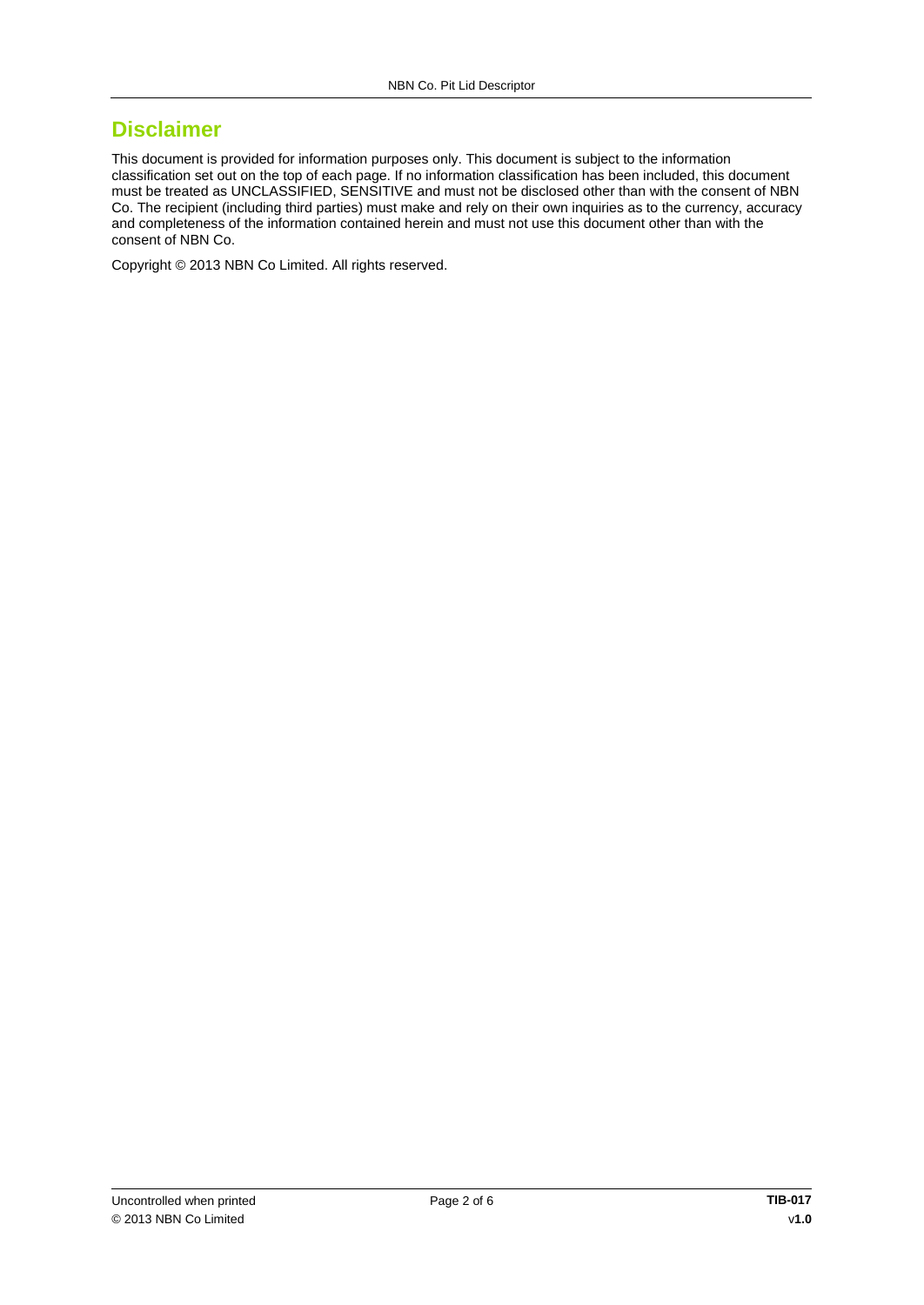# Disclaimer

This document is provided for information purposes only. This document is subject to the information classification set out on the top of each page. If no information classification has been included, this document must be treated as UNCLASSIFIED, SENSITIVE and must not be disclosed other than with the consent of NBN Co. The recipient (including third parties) must make and rely on their own inquiries as to the currency, accuracy and completeness of the information contained herein and must not use this document other than with the consent of NBN Co.

Copyright © 2013 NBN Co Limited. All rights reserved.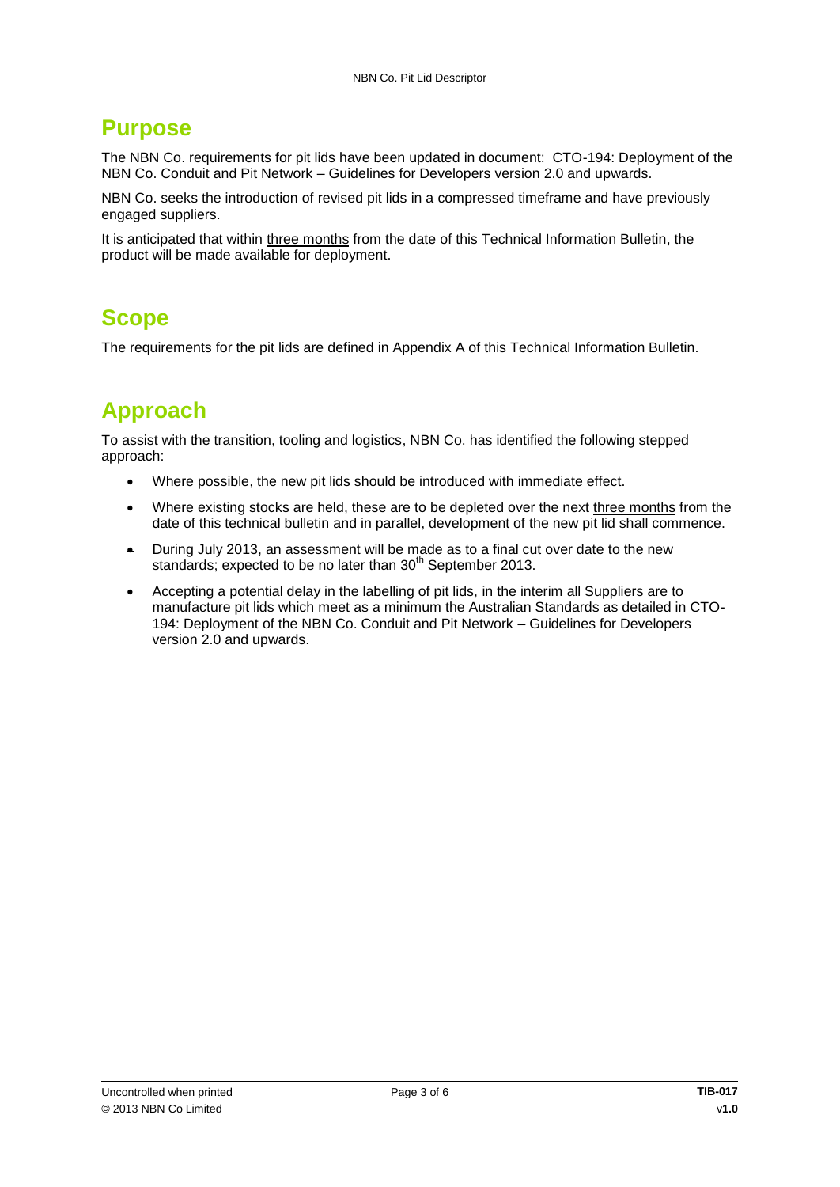## Purpose

The NBN Co. requirements for pit lids have been updated in document: CTO-194: Deployment of the NBN Co. Conduit and Pit Network – Guidelines for Developers version 2.0 and upwards.

NBN Co. seeks the introduction of revised pit lids in a compressed timeframe and have previously engaged suppliers.

It is anticipated that within three months from the date of this Technical Information Bulletin, the product will be made available for deployment.

## Scope

The requirements for the pit lids are defined in Appendix A of this Technical Information Bulletin.

## Approach

To assist with the transition, tooling and logistics, NBN Co. has identified the following stepped approach:

- Where possible, the new pit lids should be introduced with immediate effect.
- Where existing stocks are held, these are to be depleted over the next three months from the date of this technical bulletin and in parallel, development of the new pit lid shall commence.
- During July 2013, an assessment will be made as to a final cut over date to the new standards; expected to be no later than 30th September 2013.
- Accepting a potential delay in the labelling of pit lids, in the interim all Suppliers are to manufacture pit lids which meet as a minimum the Australian Standards as detailed in CTO-194: Deployment of the NBN Co. Conduit and Pit Network – Guidelines for Developers version 2.0 and upwards.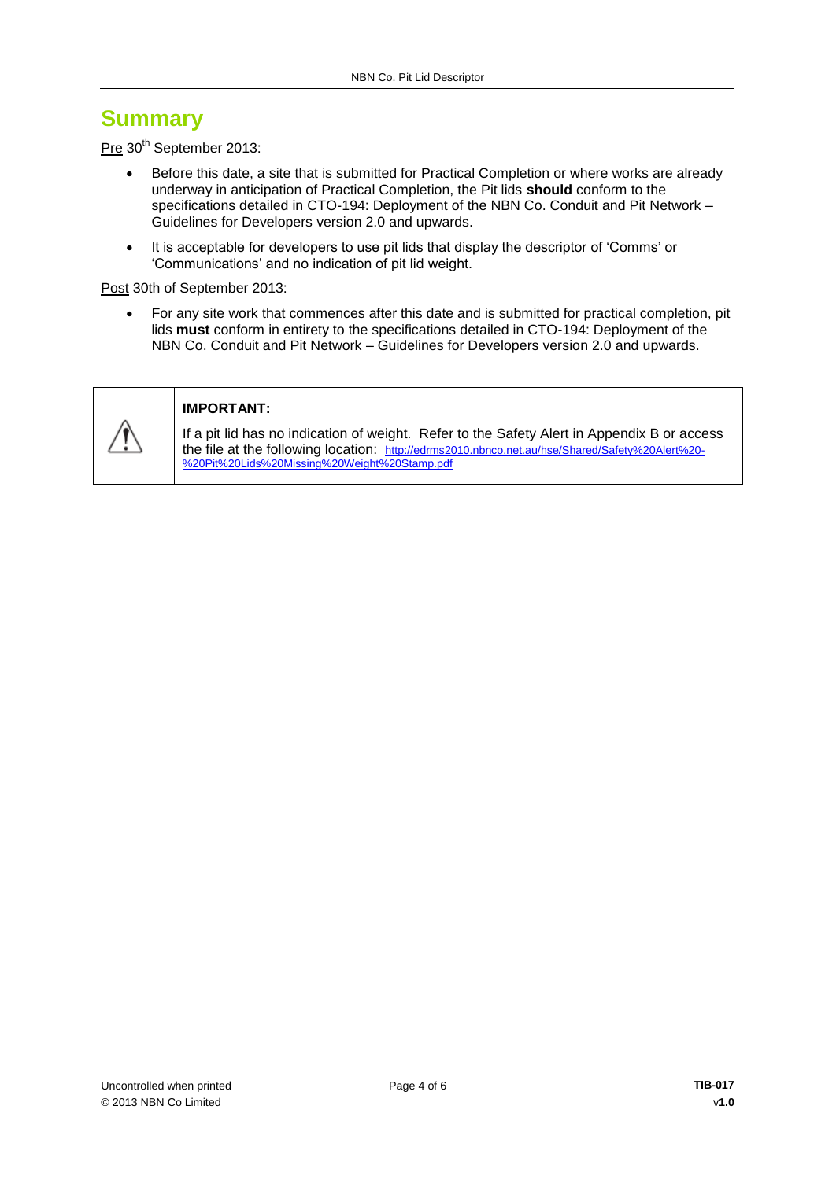# Summary

Pre 30th September 2013:

- Before this date, a site that is submitted for Practical Completion or where works are already underway in anticipation of Practical Completion, the Pit lids **should** conform to the specifications detailed in CTO-194: Deployment of the NBN Co. Conduit and Pit Network – Guidelines for Developers version 2.0 and upwards.
- It is acceptable for developers to use pit lids that display the descriptor of 'Comms' or 'Communications' and no indication of pit lid weight.

Post 30th of September 2013:

- For any site work that commences after this date and is submitted for practical completion, pit lids **must** conform in entirety to the specifications detailed in CTO-194: Deployment of the NBN Co. Conduit and Pit Network – Guidelines for Developers version 2.0 and upwards.

| ⚠ | **IMPORTANT:** If a pit lid has no indication of weight. Refer to the Safety Alert in Appendix B or access the file at the following location: http://edrms2010.nbnco.net.au/hse/Shared/Safety%20Alert%20-%20Pit%20Lids%20Missing%20Weight%20Stamp.pdf |
|---|---|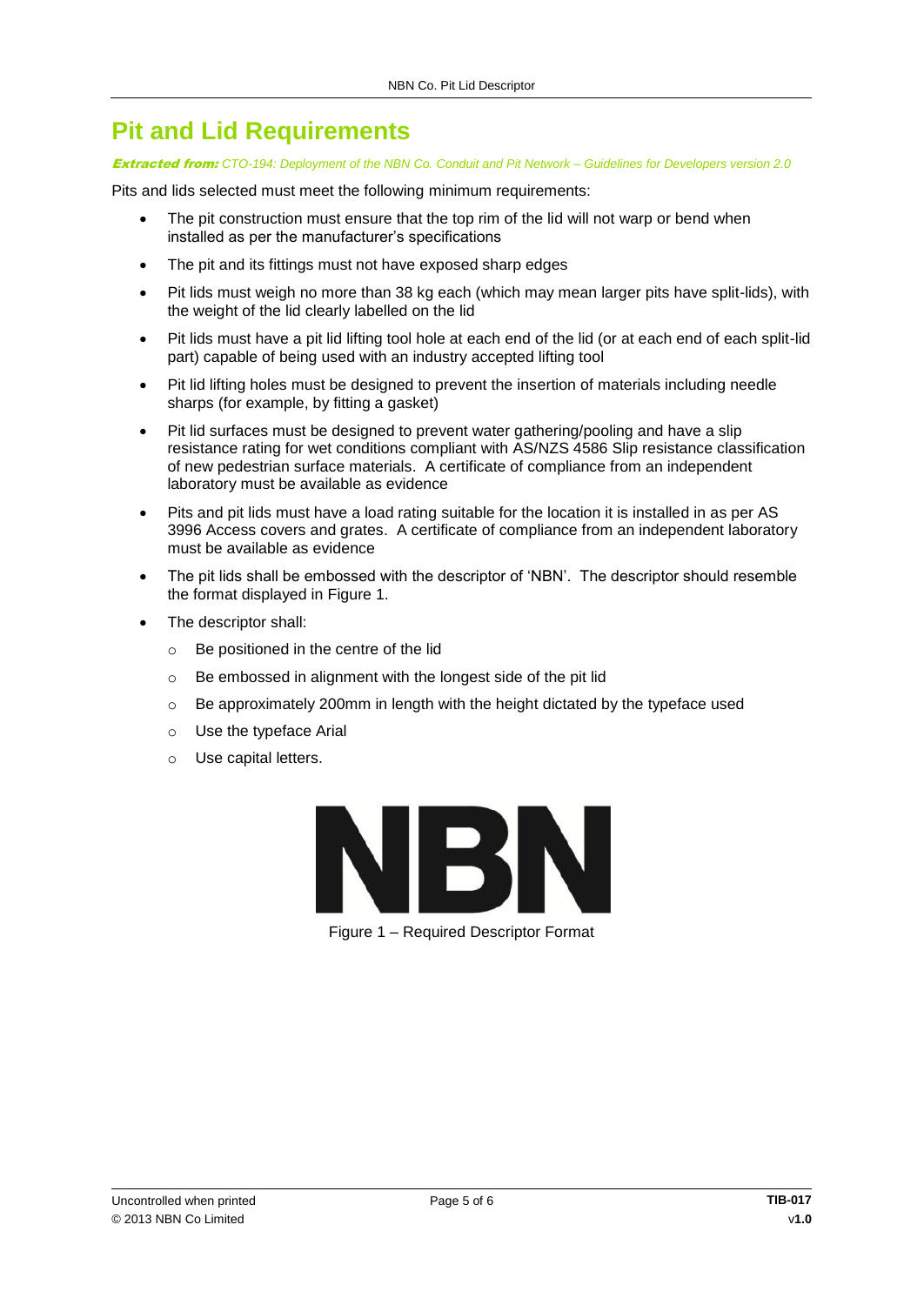# Pit and Lid Requirements

***Extracted from:*** *CTO-194: Deployment of the NBN Co. Conduit and Pit Network – Guidelines for Developers version 2.0*

Pits and lids selected must meet the following minimum requirements:

- The pit construction must ensure that the top rim of the lid will not warp or bend when installed as per the manufacturer's specifications
- The pit and its fittings must not have exposed sharp edges
- Pit lids must weigh no more than 38 kg each (which may mean larger pits have split-lids), with the weight of the lid clearly labelled on the lid
- Pit lids must have a pit lid lifting tool hole at each end of the lid (or at each end of each split-lid part) capable of being used with an industry accepted lifting tool
- Pit lid lifting holes must be designed to prevent the insertion of materials including needle sharps (for example, by fitting a gasket)
- Pit lid surfaces must be designed to prevent water gathering/pooling and have a slip resistance rating for wet conditions compliant with AS/NZS 4586 Slip resistance classification of new pedestrian surface materials. A certificate of compliance from an independent laboratory must be available as evidence
- Pits and pit lids must have a load rating suitable for the location it is installed in as per AS 3996 Access covers and grates. A certificate of compliance from an independent laboratory must be available as evidence
- The pit lids shall be embossed with the descriptor of 'NBN'. The descriptor should resemble the format displayed in Figure 1.
- The descriptor shall:
  - Be positioned in the centre of the lid
  - Be embossed in alignment with the longest side of the pit lid
  - Be approximately 200mm in length with the height dictated by the typeface used
  - Use the typeface Arial
  - Use capital letters.

**NBN**

Figure 1 – Required Descriptor Format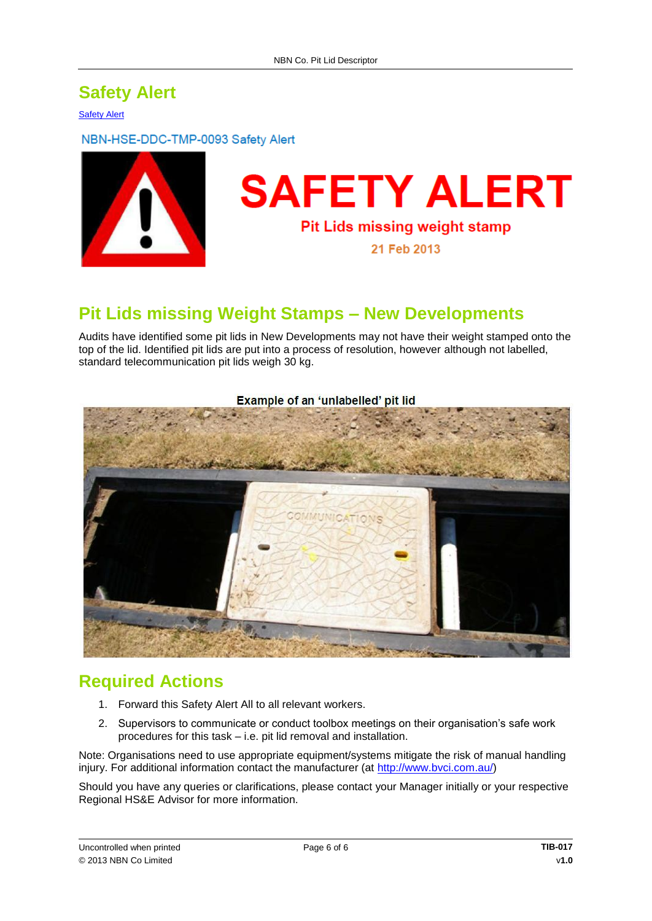## Safety Alert

Safety Alert

NBN-HSE-DDC-TMP-0093 Safety Alert

# SAFETY ALERT

**Pit Lids missing weight stamp**

**21 Feb 2013**

## Pit Lids missing Weight Stamps – New Developments

Audits have identified some pit lids in New Developments may not have their weight stamped onto the top of the lid. Identified pit lids are put into a process of resolution, however although not labelled, standard telecommunication pit lids weigh 30 kg.

**Example of an 'unlabelled' pit lid**

## Required Actions

1. Forward this Safety Alert All to all relevant workers.
2. Supervisors to communicate or conduct toolbox meetings on their organisation's safe work procedures for this task – i.e. pit lid removal and installation.

Note: Organisations need to use appropriate equipment/systems mitigate the risk of manual handling injury. For additional information contact the manufacturer (at http://www.bvci.com.au/)

Should you have any queries or clarifications, please contact your Manager initially or your respective Regional HS&E Advisor for more information.